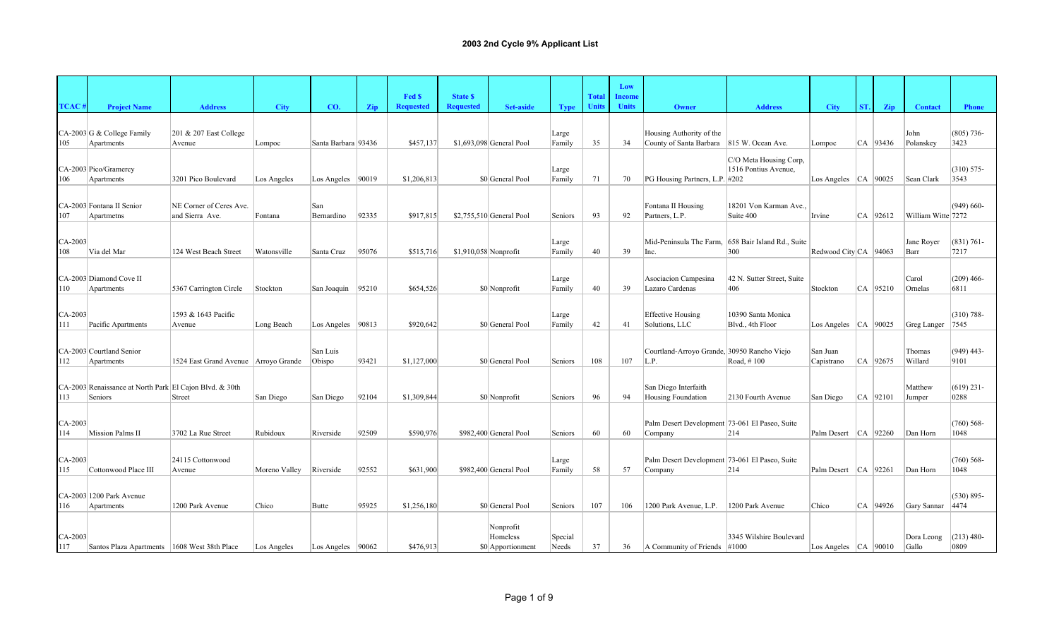# 2003 2nd Cycle 9% Applicant List

| TCAC # | Project Name | Address | City | CO. | Zip | Fed $ Requested | State $ Requested | Set-aside | Type | Total Units | Low Income Units | Owner | Address | City | ST. | Zip | Contact | Phone |
|---|---|---|---|---|---|---|---|---|---|---|---|---|---|---|---|---|---|---|
| CA-2003 105 | G & College Family Apartments | 201 & 207 East College Avenue | Lompoc | Santa Barbara | 93436 | $457,137 | $1,693,098 | General Pool | Large Family | 35 | 34 | Housing Authority of the County of Santa Barbara | 815 W. Ocean Ave. | Lompoc | CA | 93436 | John Polanskey | (805) 736-3423 |
| CA-2003 106 | Pico/Gramercy Apartments | 3201 Pico Boulevard | Los Angeles | Los Angeles | 90019 | $1,206,813 | $0 | General Pool | Large Family | 71 | 70 | PG Housing Partners, L.P. | C/O Meta Housing Corp, 1516 Pontius Avenue, #202 | Los Angeles | CA | 90025 | Sean Clark | (310) 575-3543 |
| CA-2003 107 | Fontana II Senior Apartmetns | NE Corner of Ceres Ave. and Sierra Ave. | Fontana | San Bernardino | 92335 | $917,815 | $2,755,510 | General Pool | Seniors | 93 | 92 | Fontana II Housing Partners, L.P. | 18201 Von Karman Ave., Suite 400 | Irvine | CA | 92612 | William Witte | (949) 660-7272 |
| CA-2003 108 | Via del Mar | 124 West Beach Street | Watonsville | Santa Cruz | 95076 | $515,716 | $1,910,058 | Nonprofit | Large Family | 40 | 39 | Mid-Peninsula The Farm, Inc. | 658 Bair Island Rd., Suite 300 | Redwood City | CA | 94063 | Jane Royer Barr | (831) 761-7217 |
| CA-2003 110 | Diamond Cove II Apartments | 5367 Carrington Circle | Stockton | San Joaquin | 95210 | $654,526 | $0 | Nonprofit | Large Family | 40 | 39 | Asociacion Campesina Lazaro Cardenas | 42 N. Sutter Street, Suite 406 | Stockton | CA | 95210 | Carol Ornelas | (209) 466-6811 |
| CA-2003 111 | Pacific Apartments | 1593 & 1643 Pacific Avenue | Long Beach | Los Angeles | 90813 | $920,642 | $0 | General Pool | Large Family | 42 | 41 | Effective Housing Solutions, LLC | 10390 Santa Monica Blvd., 4th Floor | Los Angeles | CA | 90025 | Greg Langer | (310) 788-7545 |
| CA-2003 112 | Courtland Senior Apartments | 1524 East Grand Avenue | Arroyo Grande | San Luis Obispo | 93421 | $1,127,000 | $0 | General Pool | Seniors | 108 | 107 | Courtland-Arroyo Grande, L.P. | 30950 Rancho Viejo Road, # 100 | San Juan Capistrano | CA | 92675 | Thomas Willard | (949) 443-9101 |
| CA-2003 113 | Renaissance at North Park Seniors | El Cajon Blvd. & 30th Street | San Diego | San Diego | 92104 | $1,309,844 | $0 | Nonprofit | Seniors | 96 | 94 | San Diego Interfaith Housing Foundation | 2130 Fourth Avenue | San Diego | CA | 92101 | Matthew Jumper | (619) 231-0288 |
| CA-2003 114 | Mission Palms II | 3702 La Rue Street | Rubidoux | Riverside | 92509 | $590,976 | $982,400 | General Pool | Seniors | 60 | 60 | Palm Desert Development Company | 73-061 El Paseo, Suite 214 | Palm Desert | CA | 92260 | Dan Horn | (760) 568-1048 |
| CA-2003 115 | Cottonwood Place III | 24115 Cottonwood Avenue | Moreno Valley | Riverside | 92552 | $631,900 | $982,400 | General Pool | Large Family | 58 | 57 | Palm Desert Development Company | 73-061 El Paseo, Suite 214 | Palm Desert | CA | 92261 | Dan Horn | (760) 568-1048 |
| CA-2003 116 | 1200 Park Avenue Apartments | 1200 Park Avenue | Chico | Butte | 95925 | $1,256,180 | $0 | General Pool | Seniors | 107 | 106 | 1200 Park Avenue, L.P. | 1200 Park Avenue | Chico | CA | 94926 | Gary Sannar | (530) 895-4474 |
| CA-2003 117 | Santos Plaza Apartments | 1608 West 38th Place | Los Angeles | Los Angeles | 90062 | $476,913 | $0 | Nonprofit Homeless Apportionment | Special Needs | 37 | 36 | A Community of Friends | 3345 Wilshire Boulevard #1000 | Los Angeles | CA | 90010 | Dora Leong Gallo | (213) 480-0809 |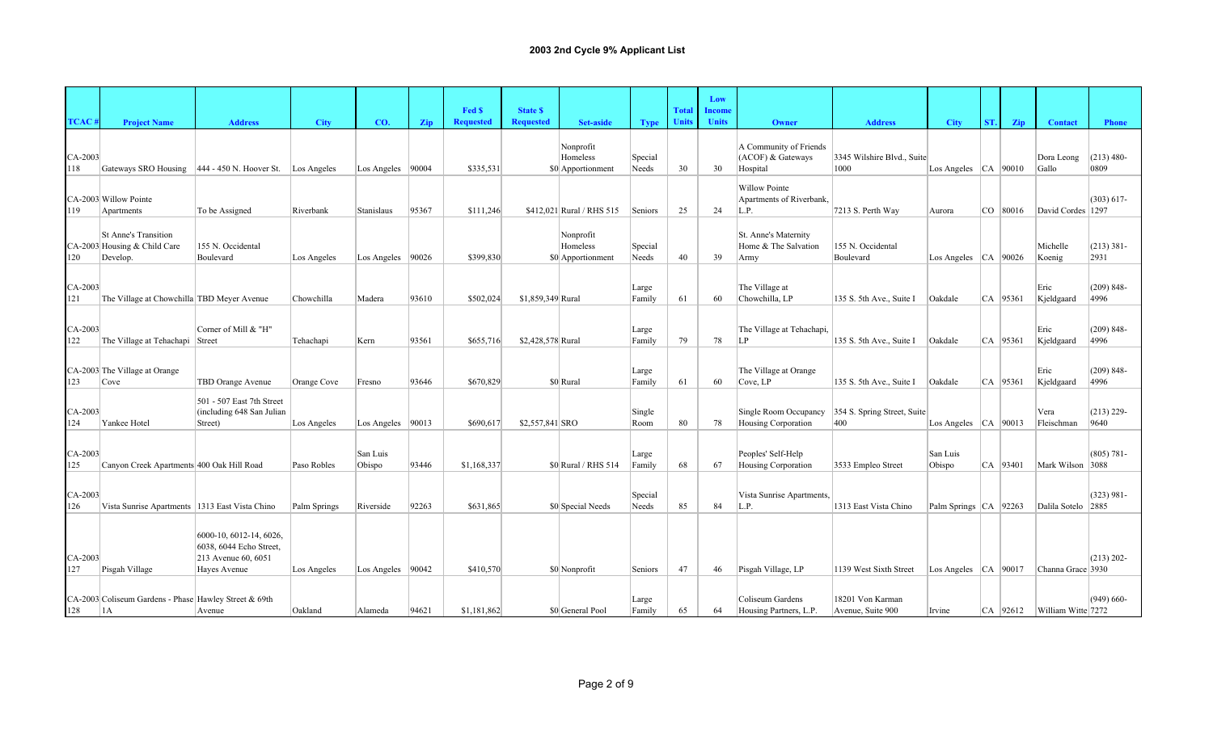## 2003 2nd Cycle 9% Applicant List

| TCAC # | Project Name | Address | City | CO. | Zip | Fed $ Requested | State $ Requested | Set-aside | Type | Total Units | Low Income Units | Owner | Address | City | ST. | Zip | Contact | Phone |
|---|---|---|---|---|---|---|---|---|---|---|---|---|---|---|---|---|---|---|
| CA-2003 118 | Gateways SRO Housing | 444 - 450 N. Hoover St. | Los Angeles | Los Angeles | 90004 | $335,531 | $0 | Nonprofit Homeless Apportionment | Special Needs | 30 | 30 | A Community of Friends (ACOF) & Gateways Hospital | 3345 Wilshire Blvd., Suite 1000 | Los Angeles | CA | 90010 | Dora Leong Gallo | (213) 480-0809 |
| CA-2003 119 | Willow Pointe Apartments | To be Assigned | Riverbank | Stanislaus | 95367 | $111,246 | $412,021 | Rural / RHS 515 | Seniors | 25 | 24 | Willow Pointe Apartments of Riverbank, L.P. | 7213 S. Perth Way | Aurora | CO | 80016 | David Cordes | (303) 617-1297 |
| CA-2003 120 | St Anne's Transition Housing & Child Care Develop. | 155 N. Occidental Boulevard | Los Angeles | Los Angeles | 90026 | $399,830 | $0 | Nonprofit Homeless Apportionment | Special Needs | 40 | 39 | St. Anne's Maternity Home & The Salvation Army | 155 N. Occidental Boulevard | Los Angeles | CA | 90026 | Michelle Koenig | (213) 381-2931 |
| CA-2003 121 | The Village at Chowchilla | TBD Meyer Avenue | Chowchilla | Madera | 93610 | $502,024 | $1,859,349 | Rural | Large Family | 61 | 60 | The Village at Chowchilla, LP | 135 S. 5th Ave., Suite I | Oakdale | CA | 95361 | Eric Kjeldgaard | (209) 848-4996 |
| CA-2003 122 | The Village at Tehachapi | Corner of Mill & "H" Street | Tehachapi | Kern | 93561 | $655,716 | $2,428,578 | Rural | Large Family | 79 | 78 | The Village at Tehachapi, LP | 135 S. 5th Ave., Suite I | Oakdale | CA | 95361 | Eric Kjeldgaard | (209) 848-4996 |
| CA-2003 123 | The Village at Orange Cove | TBD Orange Avenue | Orange Cove | Fresno | 93646 | $670,829 | $0 | Rural | Large Family | 61 | 60 | The Village at Orange Cove, LP | 135 S. 5th Ave., Suite I | Oakdale | CA | 95361 | Eric Kjeldgaard | (209) 848-4996 |
| CA-2003 124 | Yankee Hotel | 501 - 507 East 7th Street (including 648 San Julian Street) | Los Angeles | Los Angeles | 90013 | $690,617 | $2,557,841 | SRO | Single Room | 80 | 78 | Single Room Occupancy Housing Corporation | 354 S. Spring Street, Suite 400 | Los Angeles | CA | 90013 | Vera Fleischman | (213) 229-9640 |
| CA-2003 125 | Canyon Creek Apartments | 400 Oak Hill Road | Paso Robles | San Luis Obispo | 93446 | $1,168,337 | $0 | Rural / RHS 514 | Large Family | 68 | 67 | Peoples' Self-Help Housing Corporation | 3533 Empleo Street | San Luis Obispo | CA | 93401 | Mark Wilson | (805) 781-3088 |
| CA-2003 126 | Vista Sunrise Apartments | 1313 East Vista Chino | Palm Springs | Riverside | 92263 | $631,865 | $0 | Special Needs | Special Needs | 85 | 84 | Vista Sunrise Apartments, L.P. | 1313 East Vista Chino | Palm Springs | CA | 92263 | Dalila Sotelo | (323) 981-2885 |
| CA-2003 127 | Pisgah Village | 6000-10, 6012-14, 6026, 6038, 6044 Echo Street, 213 Avenue 60, 6051 Hayes Avenue | Los Angeles | Los Angeles | 90042 | $410,570 | $0 | Nonprofit | Seniors | 47 | 46 | Pisgah Village, LP | 1139 West Sixth Street | Los Angeles | CA | 90017 | Channa Grace | (213) 202-3930 |
| CA-2003 128 | Coliseum Gardens - Phase 1A | Hawley Street & 69th Avenue | Oakland | Alameda | 94621 | $1,181,862 | $0 | General Pool | Large Family | 65 | 64 | Coliseum Gardens Housing Partners, L.P. | 18201 Von Karman Avenue, Suite 900 | Irvine | CA | 92612 | William Witte | (949) 660-7272 |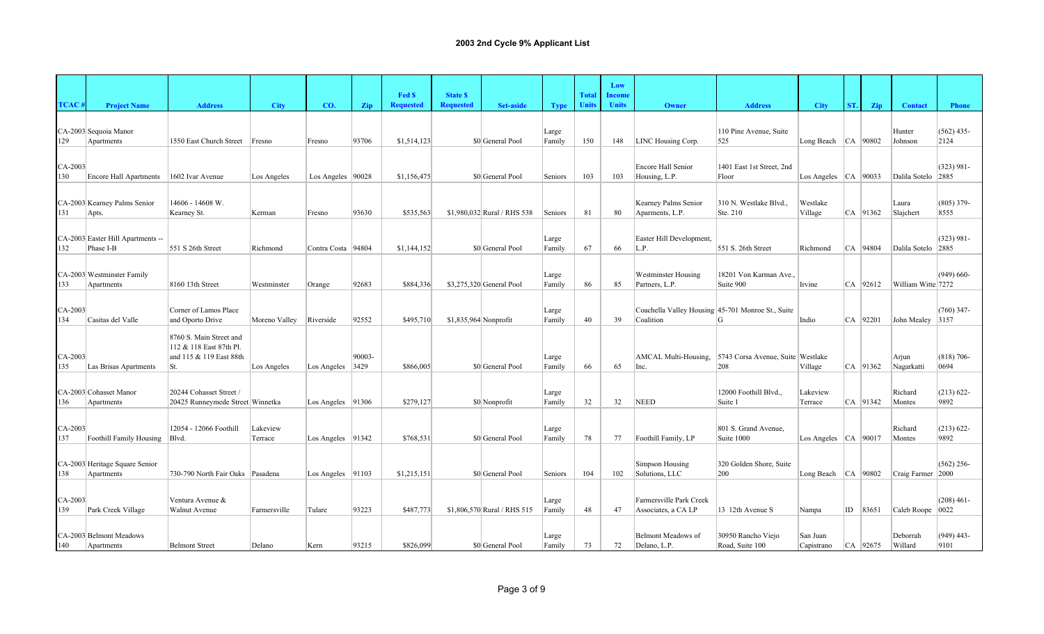## 2003 2nd Cycle 9% Applicant List

| TCAC # | Project Name | Address | City | CO. | Zip | Fed $ Requested | State $ Requested | Set-aside | Type | Total Units | Low Income Units | Owner | Address | City | ST. | Zip | Contact | Phone |
|---|---|---|---|---|---|---|---|---|---|---|---|---|---|---|---|---|---|---|
| CA-2003 129 | Sequoia Manor Apartments | 1550 East Church Street | Fresno | Fresno | 93706 | $1,514,123 | $0 | General Pool | Large Family | 150 | 148 | LINC Housing Corp. | 110 Pine Avenue, Suite 525 | Long Beach | CA | 90802 | Hunter Johnson | (562) 435-2124 |
| CA-2003 130 | Encore Hall Apartments | 1602 Ivar Avenue | Los Angeles | Los Angeles | 90028 | $1,156,475 | $0 | General Pool | Seniors | 103 | 103 | Encore Hall Senior Housing, L.P. | 1401 East 1st Street, 2nd Floor | Los Angeles | CA | 90033 | Dalila Sotelo | (323) 981-2885 |
| CA-2003 131 | Kearney Palms Senior Apts. | 14606 - 14608 W. Kearney St. | Kerman | Fresno | 93630 | $535,563 | $1,980,032 | Rural / RHS 538 | Seniors | 81 | 80 | Kearney Palms Senior Aparments, L.P. | 310 N. Westlake Blvd., Ste. 210 | Westlake Village | CA | 91362 | Laura Slajchert | (805) 379-8555 |
| CA-2003 132 | Easter Hill Apartments -- Phase I-B | 551 S 26th Street | Richmond | Contra Costa | 94804 | $1,144,152 | $0 | General Pool | Large Family | 67 | 66 | Easter Hill Development, L.P. | 551 S. 26th Street | Richmond | CA | 94804 | Dalila Sotelo | (323) 981-2885 |
| CA-2003 133 | Westminster Family Apartments | 8160 13th Street | Westminster | Orange | 92683 | $884,336 | $3,275,320 | General Pool | Large Family | 86 | 85 | Westminster Housing Partners, L.P. | 18201 Von Karman Ave., Suite 900 | Irvine | CA | 92612 | William Witte | (949) 660-7272 |
| CA-2003 134 | Casitas del Valle | Corner of Lamos Place and Oporto Drive | Moreno Valley | Riverside | 92552 | $495,710 | $1,835,964 | Nonprofit | Large Family | 40 | 39 | Coachella Valley Housing Coalition | 45-701 Monroe St., Suite G | Indio | CA | 92201 | John Mealey | (760) 347-3157 |
| CA-2003 135 | Las Brisas Apartments | 8760 S. Main Street and 112 & 118 East 87th Pl. and 115 & 119 East 88th St. | Los Angeles | Los Angeles | 90003-3429 | $866,005 | $0 | General Pool | Large Family | 66 | 65 | AMCAL Multi-Housing, Inc. | 5743 Corsa Avenue, Suite 208 | Westlake Village | CA | 91362 | Arjun Nagarkatti | (818) 706-0694 |
| CA-2003 136 | Cohasset Manor Apartments | 20244 Cohasset Street / 20425 Runneymede Street | Winnetka | Los Angeles | 91306 | $279,127 | $0 | Nonprofit | Large Family | 32 | 32 | NEED | 12000 Foothill Blvd., Suite 1 | Lakeview Terrace | CA | 91342 | Richard Montes | (213) 622-9892 |
| CA-2003 137 | Foothill Family Housing | 12054 - 12066 Foothill Blvd. | Lakeview Terrace | Los Angeles | 91342 | $768,531 | $0 | General Pool | Large Family | 78 | 77 | Foothill Family, LP | 801 S. Grand Avenue, Suite 1000 | Los Angeles | CA | 90017 | Richard Montes | (213) 622-9892 |
| CA-2003 138 | Heritage Square Senior Apartments | 730-790 North Fair Oaks | Pasadena | Los Angeles | 91103 | $1,215,151 | $0 | General Pool | Seniors | 104 | 102 | Simpson Housing Solutions, LLC | 320 Golden Shore, Suite 200 | Long Beach | CA | 90802 | Craig Farmer | (562) 256-2000 |
| CA-2003 139 | Park Creek Village | Ventura Avenue & Walnut Avenue | Farmersville | Tulare | 93223 | $487,773 | $1,806,570 | Rural / RHS 515 | Large Family | 48 | 47 | Farmersville Park Creek Associates, a CA LP | 13 12th Avenue S | Nampa | ID | 83651 | Caleb Roope | (208) 461-0022 |
| CA-2003 140 | Belmont Meadows Apartments | Belmont Street | Delano | Kern | 93215 | $826,099 | $0 | General Pool | Large Family | 73 | 72 | Belmont Meadows of Delano, L.P. | 30950 Rancho Viejo Road, Suite 100 | San Juan Capistrano | CA | 92675 | Deborrah Willard | (949) 443-9101 |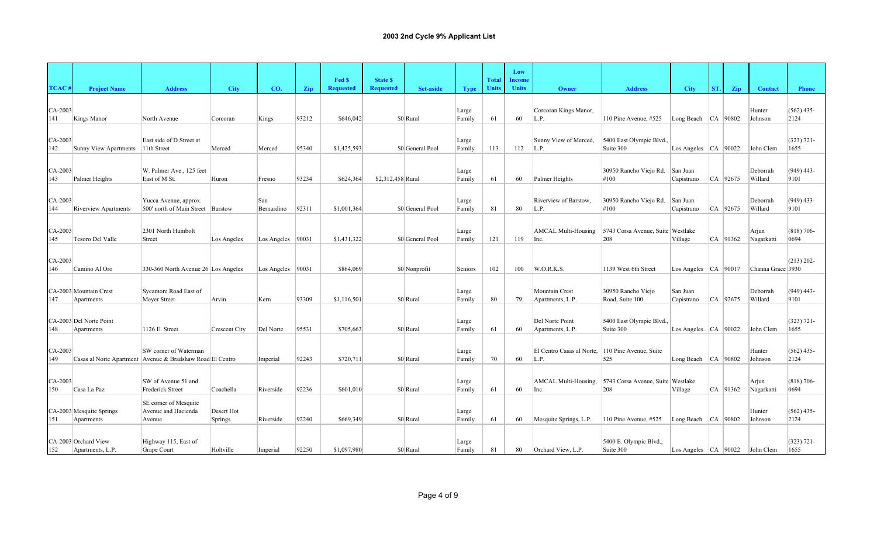## 2003 2nd Cycle 9% Applicant List

| TCAC # | Project Name | Address | City | CO. | Zip | Fed $ Requested | State $ Requested | Set-aside | Type | Total Units | Low Income Units | Owner | Address | City | ST. | Zip | Contact | Phone |
|---|---|---|---|---|---|---|---|---|---|---|---|---|---|---|---|---|---|---|
| CA-2003 141 | Kings Manor | North Avenue | Corcoran | Kings | 93212 | $646,042 | $0 | Rural | Large Family | 61 | 60 | Corcoran Kings Manor, L.P. | 110 Pine Avenue, #525 | Long Beach | CA | 90802 | Hunter Johnson | (562) 435-2124 |
| CA-2003 142 | Sunny View Apartments | East side of D Street at 11th Street | Merced | Merced | 95340 | $1,425,593 | $0 | General Pool | Large Family | 113 | 112 | Sunny View of Merced, L.P. | 5400 East Olympic Blvd., Suite 300 | Los Angeles | CA | 90022 | John Clem | (323) 721-1655 |
| CA-2003 143 | Palmer Heights | W. Palmer Ave., 125 feet East of M St. | Huron | Fresno | 93234 | $624,364 | $2,312,458 | Rural | Large Family | 61 | 60 | Palmer Heights | 30950 Rancho Viejo Rd. #100 | San Juan Capistrano | CA | 92675 | Deborrah Willard | (949) 443-9101 |
| CA-2003 144 | Riverview Apartments | Yucca Avenue, approx. 500' north of Main Street | Barstow | San Bernardino | 92311 | $1,001,364 | $0 | General Pool | Large Family | 81 | 80 | Riverview of Barstow, L.P. | 30950 Rancho Viejo Rd. #100 | San Juan Capistrano | CA | 92675 | Deborrah Willard | (949) 433-9101 |
| CA-2003 145 | Tesoro Del Valle | 2301 North Humbolt Street | Los Angeles | Los Angeles | 90031 | $1,431,322 | $0 | General Pool | Large Family | 121 | 119 | AMCAL Multi-Housing Inc. | 5743 Corsa Avenue, Suite 208 | Westlake Village | CA | 91362 | Arjun Nagarkatti | (818) 706-0694 |
| CA-2003 146 | Camino Al Oro | 330-360 North Avenue 26 | Los Angeles | Los Angeles | 90031 | $864,069 | $0 | Nonprofit | Seniors | 102 | 100 | W.O.R.K.S. | 1139 West 6th Street | Los Angeles | CA | 90017 | Channa Grace | (213) 202-3930 |
| CA-2003 147 | Mountain Crest Apartments | Sycamore Road East of Meyer Street | Arvin | Kern | 93309 | $1,116,501 | $0 | Rural | Large Family | 80 | 79 | Mountain Crest Apartments, L.P. | 30950 Rancho Viejo Road, Suite 100 | San Juan Capistrano | CA | 92675 | Deborrah Willard | (949) 443-9101 |
| CA-2003 148 | Del Norte Point Apartments | 1126 E. Street | Crescent City | Del Norte | 95531 | $705,663 | $0 | Rural | Large Family | 61 | 60 | Del Norte Point Apartments, L.P. | 5400 East Olympic Blvd., Suite 300 | Los Angeles | CA | 90022 | John Clem | (323) 721-1655 |
| CA-2003 149 | Casas al Norte Apartment | SW corner of Waterman Avenue & Bradshaw Road | El Centro | Imperial | 92243 | $720,711 | $0 | Rural | Large Family | 70 | 60 | El Centro Casas al Norte, L.P. | 110 Pine Avenue, Suite 525 | Long Beach | CA | 90802 | Hunter Johnson | (562) 435-2124 |
| CA-2003 150 | Casa La Paz | SW of Avenue 51 and Frederick Street | Coachella | Riverside | 92236 | $601,010 | $0 | Rural | Large Family | 61 | 60 | AMCAL Multi-Housing, Inc. | 5743 Corsa Avenue, Suite 208 | Westlake Village | CA | 91362 | Arjun Nagarkatti | (818) 706-0694 |
| CA-2003 151 | Mesquite Springs Apartments | SE corner of Mesquite Avenue and Hacienda Avenue | Desert Hot Springs | Riverside | 92240 | $669,349 | $0 | Rural | Large Family | 61 | 60 | Mesquite Springs, L.P. | 110 Pine Avenue, #525 | Long Beach | CA | 90802 | Hunter Johnson | (562) 435-2124 |
| CA-2003 152 | Orchard View Apartments, L.P. | Highway 115, East of Grape Court | Holtville | Imperial | 92250 | $1,097,980 | $0 | Rural | Large Family | 81 | 80 | Orchard View, L.P. | 5400 E. Olympic Blvd., Suite 300 | Los Angeles | CA | 90022 | John Clem | (323) 721-1655 |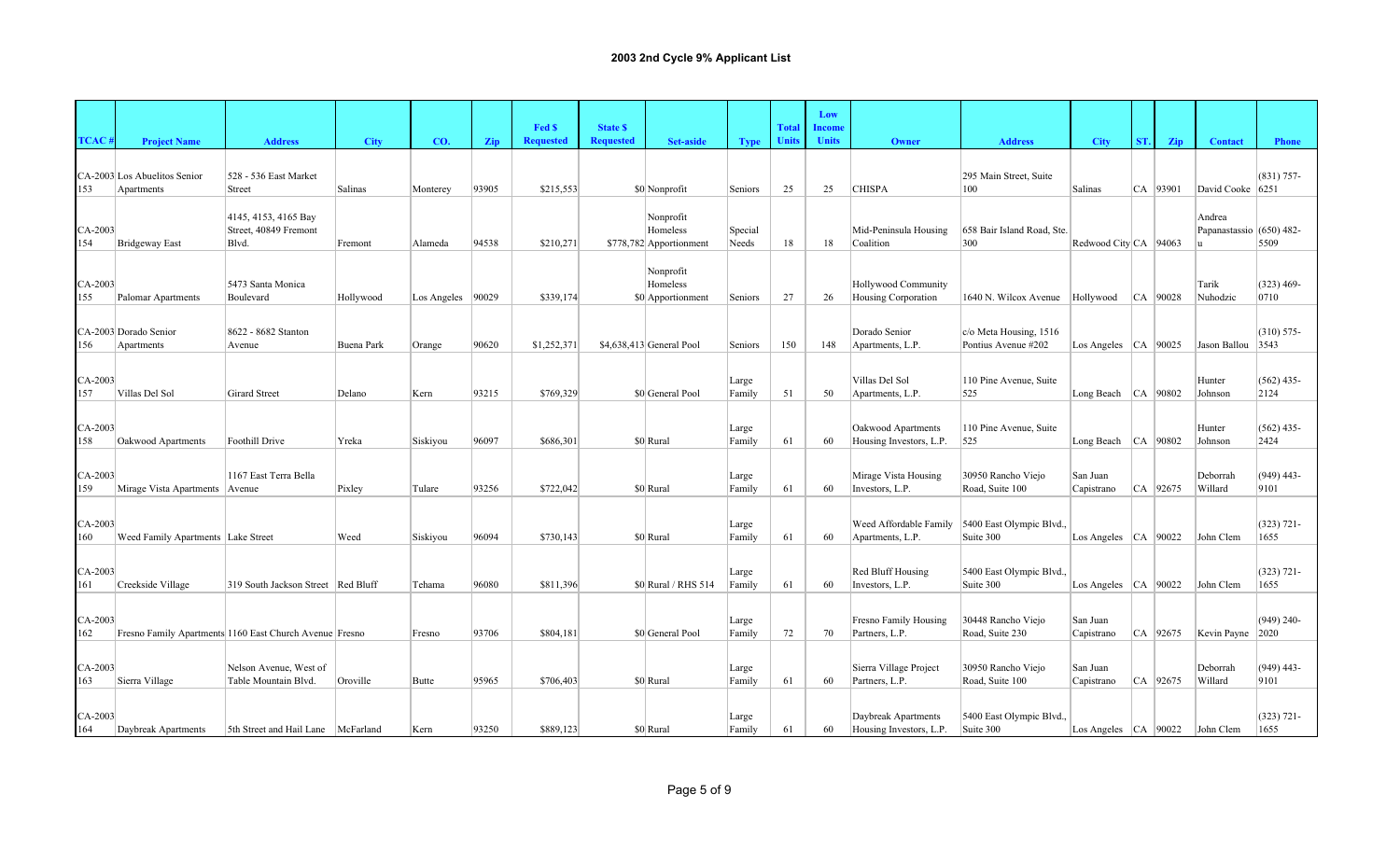## 2003 2nd Cycle 9% Applicant List

| TCAC # | Project Name | Address | City | CO. | Zip | Fed $ Requested | State $ Requested | Set-aside | Type | Total Units | Low Income Units | Owner | Address | City | ST. | Zip | Contact | Phone |
|---|---|---|---|---|---|---|---|---|---|---|---|---|---|---|---|---|---|---|
| CA-2003 153 | Los Abuelitos Senior Apartments | 528 - 536 East Market Street | Salinas | Monterey | 93905 | $215,553 | $0 | Nonprofit | Seniors | 25 | 25 | CHISPA | 295 Main Street, Suite 100 | Salinas | CA | 93901 | David Cooke | (831) 757-6251 |
| CA-2003 154 | Bridgeway East | 4145, 4153, 4165 Bay Street, 40849 Fremont Blvd. | Fremont | Alameda | 94538 | $210,271 | $778,782 | Nonprofit Homeless Apportionment | Special Needs | 18 | 18 | Mid-Peninsula Housing Coalition | 658 Bair Island Road, Ste. 300 | Redwood City | CA | 94063 | Andrea Papanastassiou | (650) 482-5509 |
| CA-2003 155 | Palomar Apartments | 5473 Santa Monica Boulevard | Hollywood | Los Angeles | 90029 | $339,174 | $0 | Nonprofit Homeless Apportionment | Seniors | 27 | 26 | Hollywood Community Housing Corporation | 1640 N. Wilcox Avenue | Hollywood | CA | 90028 | Tarik Nuhodzic | (323) 469-0710 |
| CA-2003 156 | Dorado Senior Apartments | 8622 - 8682 Stanton Avenue | Buena Park | Orange | 90620 | $1,252,371 | $4,638,413 | General Pool | Seniors | 150 | 148 | Dorado Senior Apartments, L.P. | c/o Meta Housing, 1516 Pontius Avenue #202 | Los Angeles | CA | 90025 | Jason Ballou | (310) 575-3543 |
| CA-2003 157 | Villas Del Sol | Girard Street | Delano | Kern | 93215 | $769,329 | $0 | General Pool | Large Family | 51 | 50 | Villas Del Sol Apartments, L.P. | 110 Pine Avenue, Suite 525 | Long Beach | CA | 90802 | Hunter Johnson | (562) 435-2124 |
| CA-2003 158 | Oakwood Apartments | Foothill Drive | Yreka | Siskiyou | 96097 | $686,301 | $0 | Rural | Large Family | 61 | 60 | Oakwood Apartments Housing Investors, L.P. | 110 Pine Avenue, Suite 525 | Long Beach | CA | 90802 | Hunter Johnson | (562) 435-2424 |
| CA-2003 159 | Mirage Vista Apartments | 1167 East Terra Bella Avenue | Pixley | Tulare | 93256 | $722,042 | $0 | Rural | Large Family | 61 | 60 | Mirage Vista Housing Investors, L.P. | 30950 Rancho Viejo Road, Suite 100 | San Juan Capistrano | CA | 92675 | Deborrah Willard | (949) 443-9101 |
| CA-2003 160 | Weed Family Apartments | Lake Street | Weed | Siskiyou | 96094 | $730,143 | $0 | Rural | Large Family | 61 | 60 | Weed Affordable Family Apartments, L.P. | 5400 East Olympic Blvd., Suite 300 | Los Angeles | CA | 90022 | John Clem | (323) 721-1655 |
| CA-2003 161 | Creekside Village | 319 South Jackson Street | Red Bluff | Tehama | 96080 | $811,396 | $0 | Rural / RHS 514 | Large Family | 61 | 60 | Red Bluff Housing Investors, L.P. | 5400 East Olympic Blvd., Suite 300 | Los Angeles | CA | 90022 | John Clem | (323) 721-1655 |
| CA-2003 162 | Fresno Family Apartments | 1160 East Church Avenue | Fresno | Fresno | 93706 | $804,181 | $0 | General Pool | Large Family | 72 | 70 | Fresno Family Housing Partners, L.P. | 30448 Rancho Viejo Road, Suite 230 | San Juan Capistrano | CA | 92675 | Kevin Payne | (949) 240-2020 |
| CA-2003 163 | Sierra Village | Nelson Avenue, West of Table Mountain Blvd. | Oroville | Butte | 95965 | $706,403 | $0 | Rural | Large Family | 61 | 60 | Sierra Village Project Partners, L.P. | 30950 Rancho Viejo Road, Suite 100 | San Juan Capistrano | CA | 92675 | Deborrah Willard | (949) 443-9101 |
| CA-2003 164 | Daybreak Apartments | 5th Street and Hail Lane | McFarland | Kern | 93250 | $889,123 | $0 | Rural | Large Family | 61 | 60 | Daybreak Apartments Housing Investors, L.P. | 5400 East Olympic Blvd., Suite 300 | Los Angeles | CA | 90022 | John Clem | (323) 721-1655 |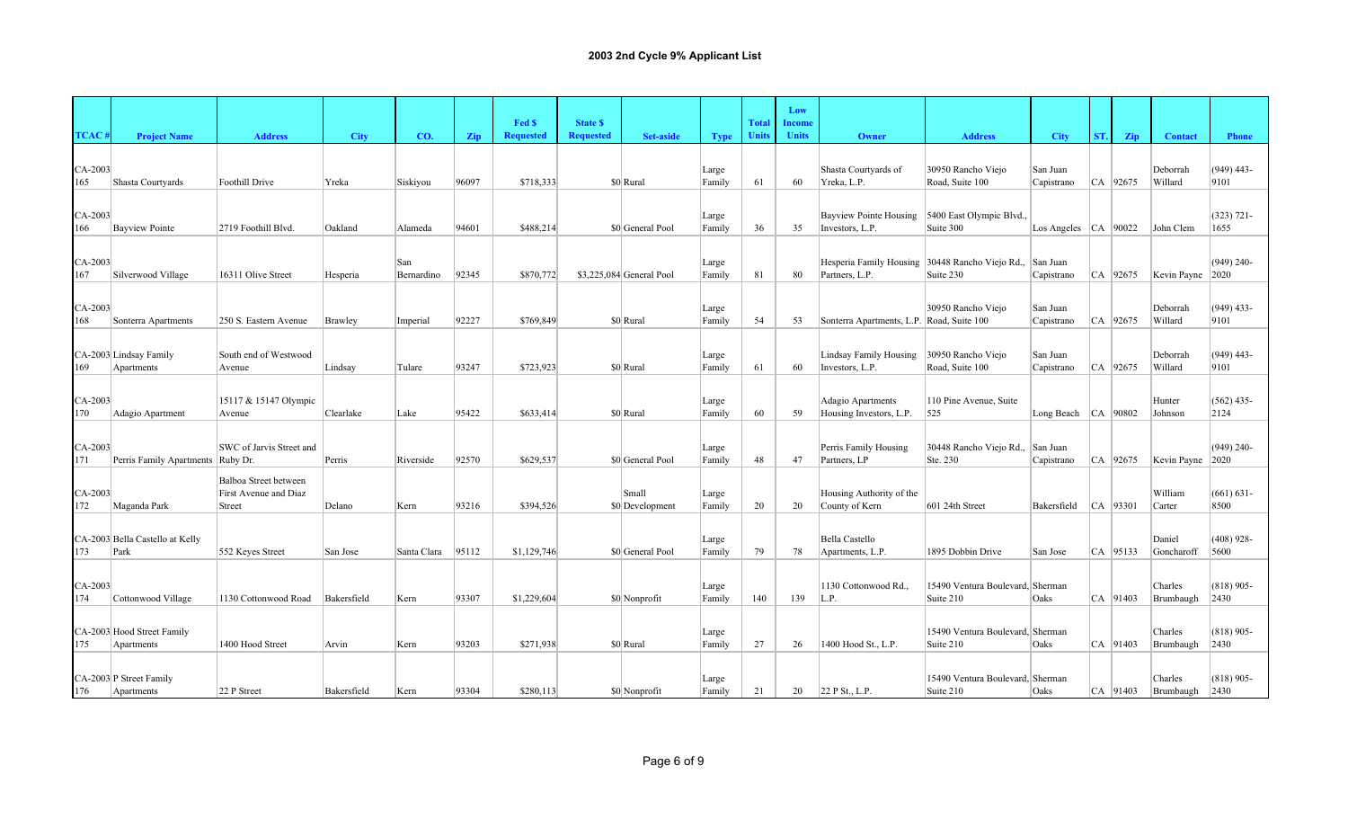# 2003 2nd Cycle 9% Applicant List

| TCAC # | Project Name | Address | City | CO. | Zip | Fed $ Requested | State $ Requested | Set-aside | Type | Total Units | Low Income Units | Owner | Address | City | ST. | Zip | Contact | Phone |
|---|---|---|---|---|---|---|---|---|---|---|---|---|---|---|---|---|---|---|
| CA-2003 165 | Shasta Courtyards | Foothill Drive | Yreka | Siskiyou | 96097 | $718,333 | $0 | Rural | Large Family | 61 | 60 | Shasta Courtyards of Yreka, L.P. | 30950 Rancho Viejo Road, Suite 100 | San Juan Capistrano | CA | 92675 | Deborrah Willard | (949) 443-9101 |
| CA-2003 166 | Bayview Pointe | 2719 Foothill Blvd. | Oakland | Alameda | 94601 | $488,214 | $0 | General Pool | Large Family | 36 | 35 | Bayview Pointe Housing Investors, L.P. | 5400 East Olympic Blvd., Suite 300 | Los Angeles | CA | 90022 | John Clem | (323) 721-1655 |
| CA-2003 167 | Silverwood Village | 16311 Olive Street | Hesperia | San Bernardino | 92345 | $870,772 | $3,225,084 | General Pool | Large Family | 81 | 80 | Hesperia Family Housing Partners, L.P. | 30448 Rancho Viejo Rd., Suite 230 | San Juan Capistrano | CA | 92675 | Kevin Payne | (949) 240-2020 |
| CA-2003 168 | Sonterra Apartments | 250 S. Eastern Avenue | Brawley | Imperial | 92227 | $769,849 | $0 | Rural | Large Family | 54 | 53 | Sonterra Apartments, L.P. | 30950 Rancho Viejo Road, Suite 100 | San Juan Capistrano | CA | 92675 | Deborrah Willard | (949) 433-9101 |
| CA-2003 169 | Lindsay Family Apartments | South end of Westwood Avenue | Lindsay | Tulare | 93247 | $723,923 | $0 | Rural | Large Family | 61 | 60 | Lindsay Family Housing Investors, L.P. | 30950 Rancho Viejo Road, Suite 100 | San Juan Capistrano | CA | 92675 | Deborrah Willard | (949) 443-9101 |
| CA-2003 170 | Adagio Apartment | 15117 & 15147 Olympic Avenue | Clearlake | Lake | 95422 | $633,414 | $0 | Rural | Large Family | 60 | 59 | Adagio Apartments Housing Investors, L.P. | 110 Pine Avenue, Suite 525 | Long Beach | CA | 90802 | Hunter Johnson | (562) 435-2124 |
| CA-2003 171 | Perris Family Apartments | SWC of Jarvis Street and Ruby Dr. | Perris | Riverside | 92570 | $629,537 | $0 | General Pool | Large Family | 48 | 47 | Perris Family Housing Partners, LP | 30448 Rancho Viejo Rd., Ste. 230 | San Juan Capistrano | CA | 92675 | Kevin Payne | (949) 240-2020 |
| CA-2003 172 | Maganda Park | Balboa Street between First Avenue and Diaz Street | Delano | Kern | 93216 | $394,526 | $0 | Small Development | Large Family | 20 | 20 | Housing Authority of the County of Kern | 601 24th Street | Bakersfield | CA | 93301 | William Carter | (661) 631-8500 |
| CA-2003 173 | Bella Castello at Kelly Park | 552 Keyes Street | San Jose | Santa Clara | 95112 | $1,129,746 | $0 | General Pool | Large Family | 79 | 78 | Bella Castello Apartments, L.P. | 1895 Dobbin Drive | San Jose | CA | 95133 | Daniel Goncharoff | (408) 928-5600 |
| CA-2003 174 | Cottonwood Village | 1130 Cottonwood Road | Bakersfield | Kern | 93307 | $1,229,604 | $0 | Nonprofit | Large Family | 140 | 139 | 1130 Cottonwood Rd., L.P. | 15490 Ventura Boulevard, Suite 210 | Sherman Oaks | CA | 91403 | Charles Brumbaugh | (818) 905-2430 |
| CA-2003 175 | Hood Street Family Apartments | 1400 Hood Street | Arvin | Kern | 93203 | $271,938 | $0 | Rural | Large Family | 27 | 26 | 1400 Hood St., L.P. | 15490 Ventura Boulevard, Suite 210 | Sherman Oaks | CA | 91403 | Charles Brumbaugh | (818) 905-2430 |
| CA-2003 176 | P Street Family Apartments | 22 P Street | Bakersfield | Kern | 93304 | $280,113 | $0 | Nonprofit | Large Family | 21 | 20 | 22 P St., L.P. | 15490 Ventura Boulevard, Suite 210 | Sherman Oaks | CA | 91403 | Charles Brumbaugh | (818) 905-2430 |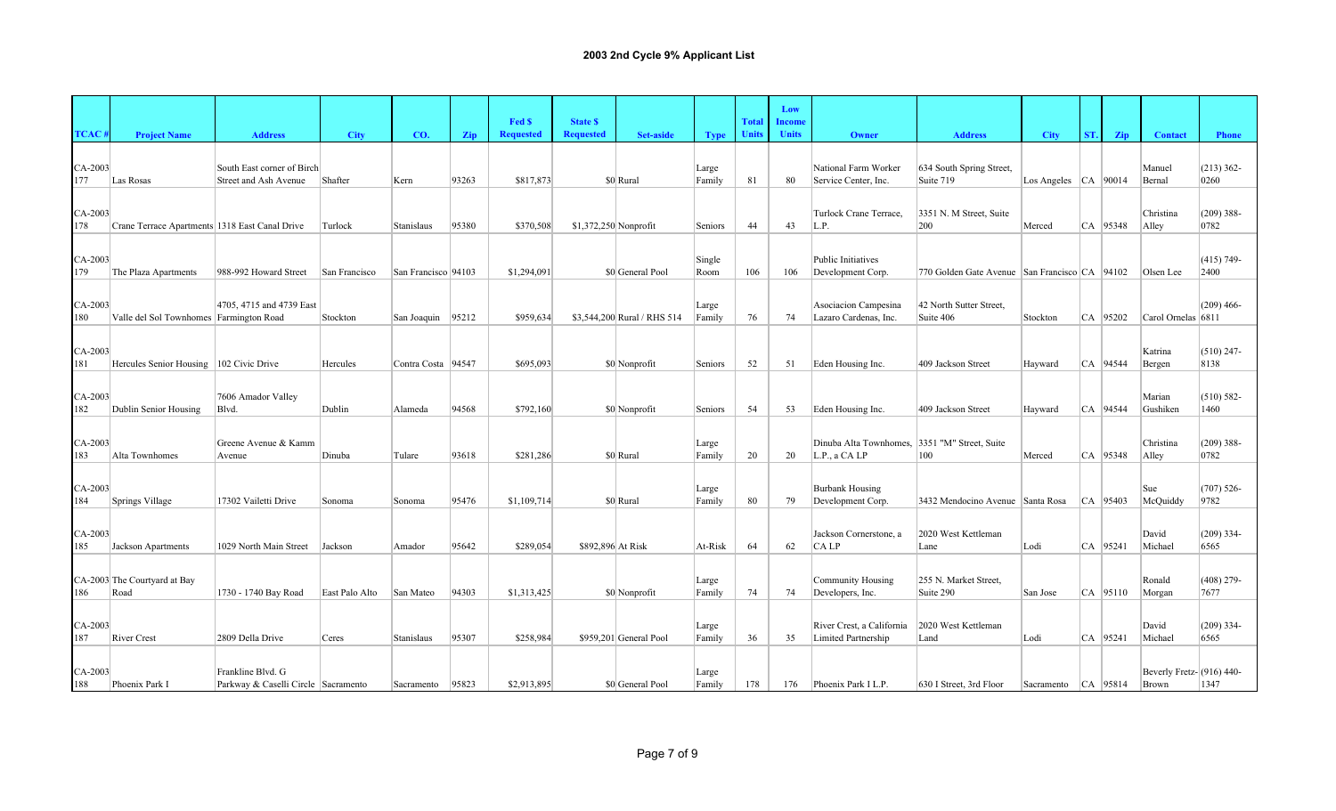**2003 2nd Cycle 9% Applicant List**

| TCAC # | Project Name | Address | City | CO. | Zip | Fed $ Requested | State $ Requested | Set-aside | Type | Total Units | Low Income Units | Owner | Address | City | ST. | Zip | Contact | Phone |
|---|---|---|---|---|---|---|---|---|---|---|---|---|---|---|---|---|---|---|
| CA-2003 177 | Las Rosas | South East corner of Birch Street and Ash Avenue | Shafter | Kern | 93263 | $817,873 | $0 | Rural | Large Family | 81 | 80 | National Farm Worker Service Center, Inc. | 634 South Spring Street, Suite 719 | Los Angeles | CA | 90014 | Manuel Bernal | (213) 362-0260 |
| CA-2003 178 | Crane Terrace Apartments | 1318 East Canal Drive | Turlock | Stanislaus | 95380 | $370,508 | $1,372,250 | Nonprofit | Seniors | 44 | 43 | Turlock Crane Terrace, L.P. | 3351 N. M Street, Suite 200 | Merced | CA | 95348 | Christina Alley | (209) 388-0782 |
| CA-2003 179 | The Plaza Apartments | 988-992 Howard Street | San Francisco | San Francisco | 94103 | $1,294,091 | $0 | General Pool | Single Room | 106 | 106 | Public Initiatives Development Corp. | 770 Golden Gate Avenue | San Francisco | CA | 94102 | Olsen Lee | (415) 749-2400 |
| CA-2003 180 | Valle del Sol Townhomes | 4705, 4715 and 4739 East Farmington Road | Stockton | San Joaquin | 95212 | $959,634 | $3,544,200 | Rural / RHS 514 | Large Family | 76 | 74 | Asociacion Campesina Lazaro Cardenas, Inc. | 42 North Sutter Street, Suite 406 | Stockton | CA | 95202 | Carol Ornelas | (209) 466-6811 |
| CA-2003 181 | Hercules Senior Housing | 102 Civic Drive | Hercules | Contra Costa | 94547 | $695,093 | $0 | Nonprofit | Seniors | 52 | 51 | Eden Housing Inc. | 409 Jackson Street | Hayward | CA | 94544 | Katrina Bergen | (510) 247-8138 |
| CA-2003 182 | Dublin Senior Housing | 7606 Amador Valley Blvd. | Dublin | Alameda | 94568 | $792,160 | $0 | Nonprofit | Seniors | 54 | 53 | Eden Housing Inc. | 409 Jackson Street | Hayward | CA | 94544 | Marian Gushiken | (510) 582-1460 |
| CA-2003 183 | Alta Townhomes | Greene Avenue & Kamm Avenue | Dinuba | Tulare | 93618 | $281,286 | $0 | Rural | Large Family | 20 | 20 | Dinuba Alta Townhomes, L.P., a CA LP | 3351 "M" Street, Suite 100 | Merced | CA | 95348 | Christina Alley | (209) 388-0782 |
| CA-2003 184 | Springs Village | 17302 Vailetti Drive | Sonoma | Sonoma | 95476 | $1,109,714 | $0 | Rural | Large Family | 80 | 79 | Burbank Housing Development Corp. | 3432 Mendocino Avenue | Santa Rosa | CA | 95403 | Sue McQuiddy | (707) 526-9782 |
| CA-2003 185 | Jackson Apartments | 1029 North Main Street | Jackson | Amador | 95642 | $289,054 | $892,896 | At Risk | At-Risk | 64 | 62 | Jackson Cornerstone, a CA LP | 2020 West Kettleman Lane | Lodi | CA | 95241 | David Michael | (209) 334-6565 |
| CA-2003 186 | The Courtyard at Bay Road | 1730 - 1740 Bay Road | East Palo Alto | San Mateo | 94303 | $1,313,425 | $0 | Nonprofit | Large Family | 74 | 74 | Community Housing Developers, Inc. | 255 N. Market Street, Suite 290 | San Jose | CA | 95110 | Ronald Morgan | (408) 279-7677 |
| CA-2003 187 | River Crest | 2809 Della Drive | Ceres | Stanislaus | 95307 | $258,984 | $959,201 | General Pool | Large Family | 36 | 35 | River Crest, a California Limited Partnership | 2020 West Kettleman Land | Lodi | CA | 95241 | David Michael | (209) 334-6565 |
| CA-2003 188 | Phoenix Park I | Frankline Blvd. G Parkway & Caselli Circle | Sacramento | Sacramento | 95823 | $2,913,895 | $0 | General Pool | Large Family | 178 | 176 | Phoenix Park I L.P. | 630 I Street, 3rd Floor | Sacramento | CA | 95814 | Beverly Fretz-Brown | (916) 440-1347 |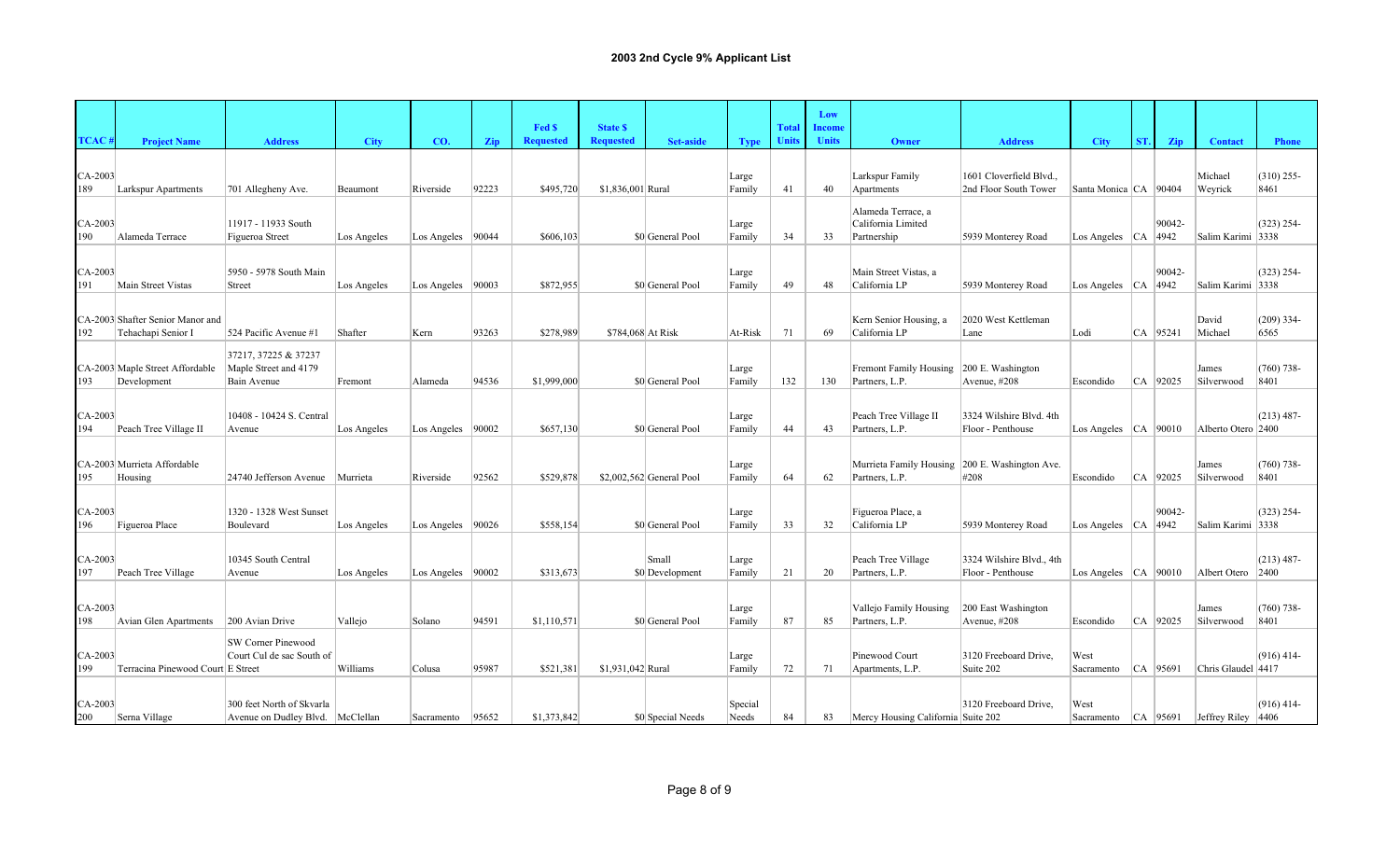# 2003 2nd Cycle 9% Applicant List

| TCAC # | Project Name | Address | City | CO. | Zip | Fed $ Requested | State $ Requested | Set-aside | Type | Total Units | Low Income Units | Owner | Address | City | ST. | Zip | Contact | Phone |
|---|---|---|---|---|---|---|---|---|---|---|---|---|---|---|---|---|---|---|
| CA-2003 189 | Larkspur Apartments | 701 Allegheny Ave. | Beaumont | Riverside | 92223 | $495,720 | $1,836,001 | Rural | Large Family | 41 | 40 | Larkspur Family Apartments | 1601 Cloverfield Blvd., 2nd Floor South Tower | Santa Monica | CA | 90404 | Michael Weyrick | (310) 255-8461 |
| CA-2003 190 | Alameda Terrace | 11917 - 11933 South Figueroa Street | Los Angeles | Los Angeles | 90044 | $606,103 | $0 | General Pool | Large Family | 34 | 33 | Alameda Terrace, a California Limited Partnership | 5939 Monterey Road | Los Angeles | CA | 90042-4942 | Salim Karimi | (323) 254-3338 |
| CA-2003 191 | Main Street Vistas | 5950 - 5978 South Main Street | Los Angeles | Los Angeles | 90003 | $872,955 | $0 | General Pool | Large Family | 49 | 48 | Main Street Vistas, a California LP | 5939 Monterey Road | Los Angeles | CA | 90042-4942 | Salim Karimi | (323) 254-3338 |
| CA-2003 192 | Shafter Senior Manor and Tehachapi Senior I | 524 Pacific Avenue #1 | Shafter | Kern | 93263 | $278,989 | $784,068 | At Risk | At-Risk | 71 | 69 | Kern Senior Housing, a California LP | 2020 West Kettleman Lane | Lodi | CA | 95241 | David Michael | (209) 334-6565 |
| CA-2003 193 | Maple Street Affordable Development | 37217, 37225 & 37237 Maple Street and 4179 Bain Avenue | Fremont | Alameda | 94536 | $1,999,000 | $0 | General Pool | Large Family | 132 | 130 | Fremont Family Housing Partners, L.P. | 200 E. Washington Avenue, #208 | Escondido | CA | 92025 | James Silverwood | (760) 738-8401 |
| CA-2003 194 | Peach Tree Village II | 10408 - 10424 S. Central Avenue | Los Angeles | Los Angeles | 90002 | $657,130 | $0 | General Pool | Large Family | 44 | 43 | Peach Tree Village II Partners, L.P. | 3324 Wilshire Blvd. 4th Floor - Penthouse | Los Angeles | CA | 90010 | Alberto Otero | (213) 487-2400 |
| CA-2003 195 | Murrieta Affordable Housing | 24740 Jefferson Avenue | Murrieta | Riverside | 92562 | $529,878 | $2,002,562 | General Pool | Large Family | 64 | 62 | Murrieta Family Housing Partners, L.P. | 200 E. Washington Ave. #208 | Escondido | CA | 92025 | James Silverwood | (760) 738-8401 |
| CA-2003 196 | Figueroa Place | 1320 - 1328 West Sunset Boulevard | Los Angeles | Los Angeles | 90026 | $558,154 | $0 | General Pool | Large Family | 33 | 32 | Figueroa Place, a California LP | 5939 Monterey Road | Los Angeles | CA | 90042-4942 | Salim Karimi | (323) 254-3338 |
| CA-2003 197 | Peach Tree Village | 10345 South Central Avenue | Los Angeles | Los Angeles | 90002 | $313,673 | $0 | Small Development | Large Family | 21 | 20 | Peach Tree Village Partners, L.P. | 3324 Wilshire Blvd., 4th Floor - Penthouse | Los Angeles | CA | 90010 | Albert Otero | (213) 487-2400 |
| CA-2003 198 | Avian Glen Apartments | 200 Avian Drive | Vallejo | Solano | 94591 | $1,110,571 | $0 | General Pool | Large Family | 87 | 85 | Vallejo Family Housing Partners, L.P. | 200 East Washington Avenue, #208 | Escondido | CA | 92025 | James Silverwood | (760) 738-8401 |
| CA-2003 199 | Terracina Pinewood Court | SW Corner Pinewood Court Cul de sac South of E Street | Williams | Colusa | 95987 | $521,381 | $1,931,042 | Rural | Large Family | 72 | 71 | Pinewood Court Apartments, L.P. | 3120 Freeboard Drive, Suite 202 | West Sacramento | CA | 95691 | Chris Glaudel | (916) 414-4417 |
| CA-2003 200 | Serna Village | 300 feet North of Skvarla Avenue on Dudley Blvd. | McClellan | Sacramento | 95652 | $1,373,842 | $0 | Special Needs | Special Needs | 84 | 83 | Mercy Housing California | 3120 Freeboard Drive, Suite 202 | West Sacramento | CA | 95691 | Jeffrey Riley | (916) 414-4406 |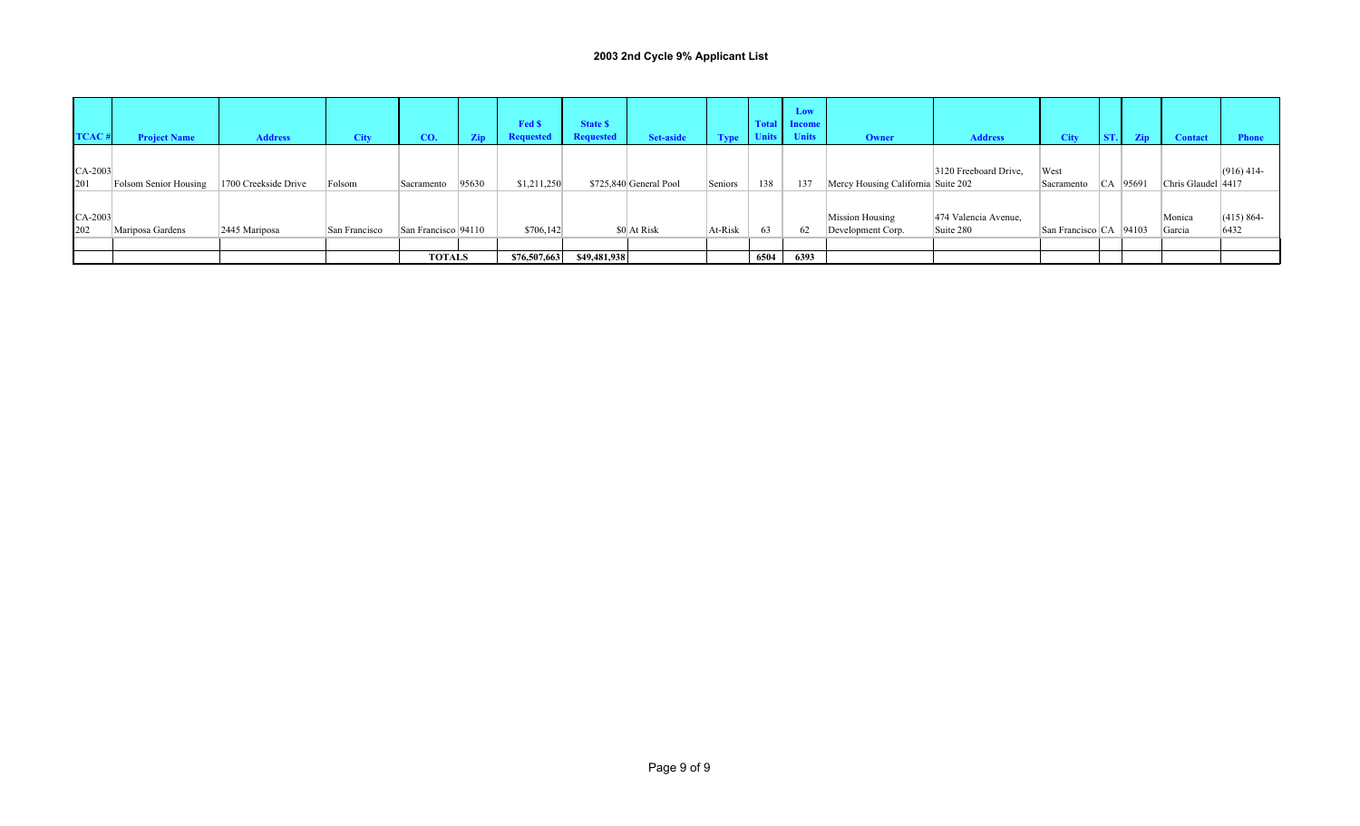## 2003 2nd Cycle 9% Applicant List

| TCAC # | Project Name | Address | City | CO. | Zip | Fed $ Requested | State $ Requested | Set-aside | Type | Total Units | Low Income Units | Owner | Address | City | ST. | Zip | Contact | Phone |
|---|---|---|---|---|---|---|---|---|---|---|---|---|---|---|---|---|---|---|
| CA-2003 201 | Folsom Senior Housing | 1700 Creekside Drive | Folsom | Sacramento | 95630 | $1,211,250 | $725,840 | General Pool | Seniors | 138 | 137 | Mercy Housing California | 3120 Freeboard Drive, Suite 202 | West Sacramento | CA | 95691 | Chris Glaudel | (916) 414-4417 |
| CA-2003 202 | Mariposa Gardens | 2445 Mariposa | San Francisco | San Francisco | 94110 | $706,142 | $0 | At Risk | At-Risk | 63 | 62 | Mission Housing Development Corp. | 474 Valencia Avenue, Suite 280 | San Francisco | CA | 94103 | Monica Garcia | (415) 864-6432 |
| | | | | TOTALS | | $76,507,663 | $49,481,938 | | | 6504 | 6393 | | | | | | | |